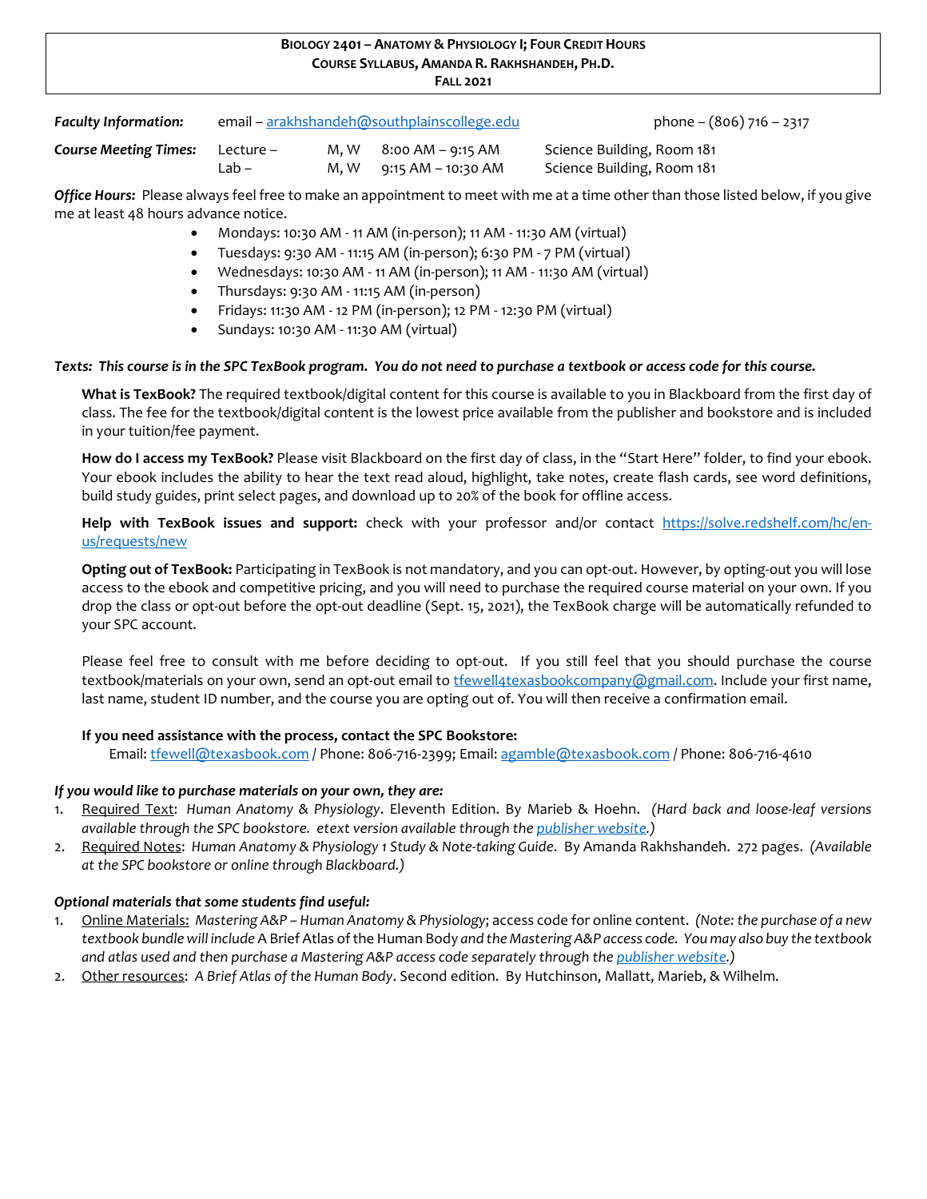**BIOLOGY 2401 – ANATOMY & PHYSIOLOGY I; FOUR CREDIT HOURS**
**COURSE SYLLABUS, AMANDA R. RAKHSHANDEH, PH.D.**
**FALL 2021**

| | | | | |
|---|---|---|---|---|
| ***Faculty Information:*** | email – arakhshandeh@southplainscollege.edu | | | phone – (806) 716 – 2317 |
| ***Course Meeting Times:*** | Lecture – | M, W | 8:00 AM – 9:15 AM | Science Building, Room 181 |
| | Lab – | M, W | 9:15 AM – 10:30 AM | Science Building, Room 181 |

***Office Hours:*** Please always feel free to make an appointment to meet with me at a time other than those listed below, if you give me at least 48 hours advance notice.

- Mondays: 10:30 AM - 11 AM (in-person); 11 AM - 11:30 AM (virtual)
- Tuesdays: 9:30 AM - 11:15 AM (in-person); 6:30 PM - 7 PM (virtual)
- Wednesdays: 10:30 AM - 11 AM (in-person); 11 AM - 11:30 AM (virtual)
- Thursdays: 9:30 AM - 11:15 AM (in-person)
- Fridays: 11:30 AM - 12 PM (in-person); 12 PM - 12:30 PM (virtual)
- Sundays: 10:30 AM - 11:30 AM (virtual)

***Texts: This course is in the SPC TexBook program. You do not need to purchase a textbook or access code for this course.***

**What is TexBook?** The required textbook/digital content for this course is available to you in Blackboard from the first day of class. The fee for the textbook/digital content is the lowest price available from the publisher and bookstore and is included in your tuition/fee payment.

**How do I access my TexBook?** Please visit Blackboard on the first day of class, in the "Start Here" folder, to find your ebook. Your ebook includes the ability to hear the text read aloud, highlight, take notes, create flash cards, see word definitions, build study guides, print select pages, and download up to 20% of the book for offline access.

**Help with TexBook issues and support:** check with your professor and/or contact https://solve.redshelf.com/hc/en-us/requests/new

**Opting out of TexBook:** Participating in TexBook is not mandatory, and you can opt-out. However, by opting-out you will lose access to the ebook and competitive pricing, and you will need to purchase the required course material on your own. If you drop the class or opt-out before the opt-out deadline (Sept. 15, 2021), the TexBook charge will be automatically refunded to your SPC account.

Please feel free to consult with me before deciding to opt-out. If you still feel that you should purchase the course textbook/materials on your own, send an opt-out email to tfewell4texasbookcompany@gmail.com. Include your first name, last name, student ID number, and the course you are opting out of. You will then receive a confirmation email.

**If you need assistance with the process, contact the SPC Bookstore:**
Email: tfewell@texasbook.com / Phone: 806-716-2399; Email: agamble@texasbook.com / Phone: 806-716-4610

***If you would like to purchase materials on your own, they are:***

1. Required Text: *Human Anatomy & Physiology*. Eleventh Edition. By Marieb & Hoehn. *(Hard back and loose-leaf versions available through the SPC bookstore. etext version available through the publisher website.)*
2. Required Notes: *Human Anatomy & Physiology 1 Study & Note-taking Guide*. By Amanda Rakhshandeh. 272 pages. *(Available at the SPC bookstore or online through Blackboard.)*

***Optional materials that some students find useful:***

1. Online Materials: *Mastering A&P – Human Anatomy & Physiology*; access code for online content. *(Note: the purchase of a new textbook bundle will include* A Brief Atlas of the Human Body *and the Mastering A&P access code. You may also buy the textbook and atlas used and then purchase a Mastering A&P access code separately through the publisher website.)*
2. Other resources: *A Brief Atlas of the Human Body*. Second edition. By Hutchinson, Mallatt, Marieb, & Wilhelm.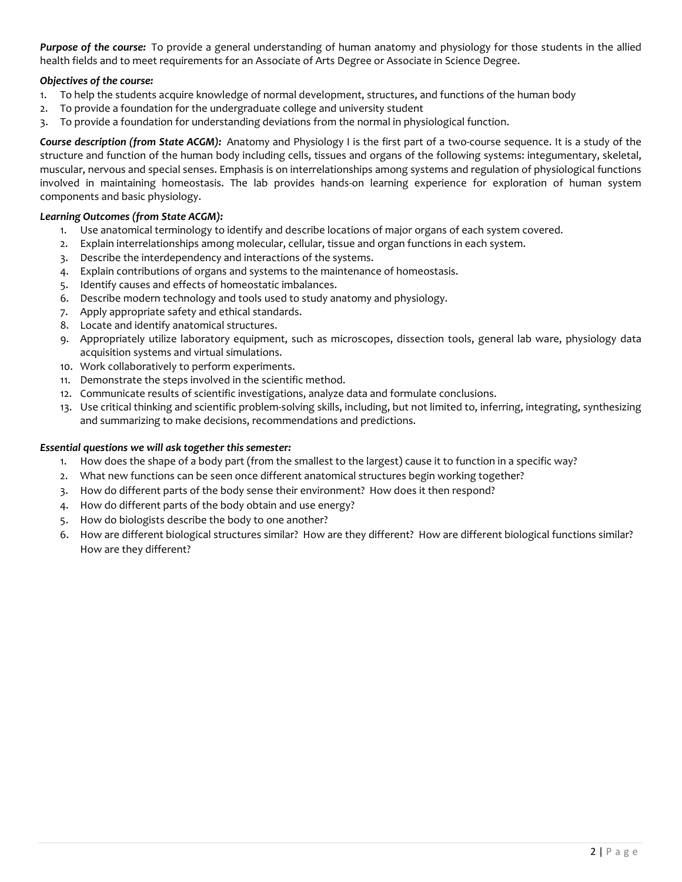***Purpose of the course:*** To provide a general understanding of human anatomy and physiology for those students in the allied health fields and to meet requirements for an Associate of Arts Degree or Associate in Science Degree.

***Objectives of the course:***

1. To help the students acquire knowledge of normal development, structures, and functions of the human body
2. To provide a foundation for the undergraduate college and university student
3. To provide a foundation for understanding deviations from the normal in physiological function.

***Course description (from State ACGM):*** Anatomy and Physiology I is the first part of a two-course sequence. It is a study of the structure and function of the human body including cells, tissues and organs of the following systems: integumentary, skeletal, muscular, nervous and special senses. Emphasis is on interrelationships among systems and regulation of physiological functions involved in maintaining homeostasis. The lab provides hands-on learning experience for exploration of human system components and basic physiology.

***Learning Outcomes (from State ACGM):***

1. Use anatomical terminology to identify and describe locations of major organs of each system covered.
2. Explain interrelationships among molecular, cellular, tissue and organ functions in each system.
3. Describe the interdependency and interactions of the systems.
4. Explain contributions of organs and systems to the maintenance of homeostasis.
5. Identify causes and effects of homeostatic imbalances.
6. Describe modern technology and tools used to study anatomy and physiology.
7. Apply appropriate safety and ethical standards.
8. Locate and identify anatomical structures.
9. Appropriately utilize laboratory equipment, such as microscopes, dissection tools, general lab ware, physiology data acquisition systems and virtual simulations.
10. Work collaboratively to perform experiments.
11. Demonstrate the steps involved in the scientific method.
12. Communicate results of scientific investigations, analyze data and formulate conclusions.
13. Use critical thinking and scientific problem-solving skills, including, but not limited to, inferring, integrating, synthesizing and summarizing to make decisions, recommendations and predictions.

***Essential questions we will ask together this semester:***

1. How does the shape of a body part (from the smallest to the largest) cause it to function in a specific way?
2. What new functions can be seen once different anatomical structures begin working together?
3. How do different parts of the body sense their environment? How does it then respond?
4. How do different parts of the body obtain and use energy?
5. How do biologists describe the body to one another?
6. How are different biological structures similar? How are they different? How are different biological functions similar? How are they different?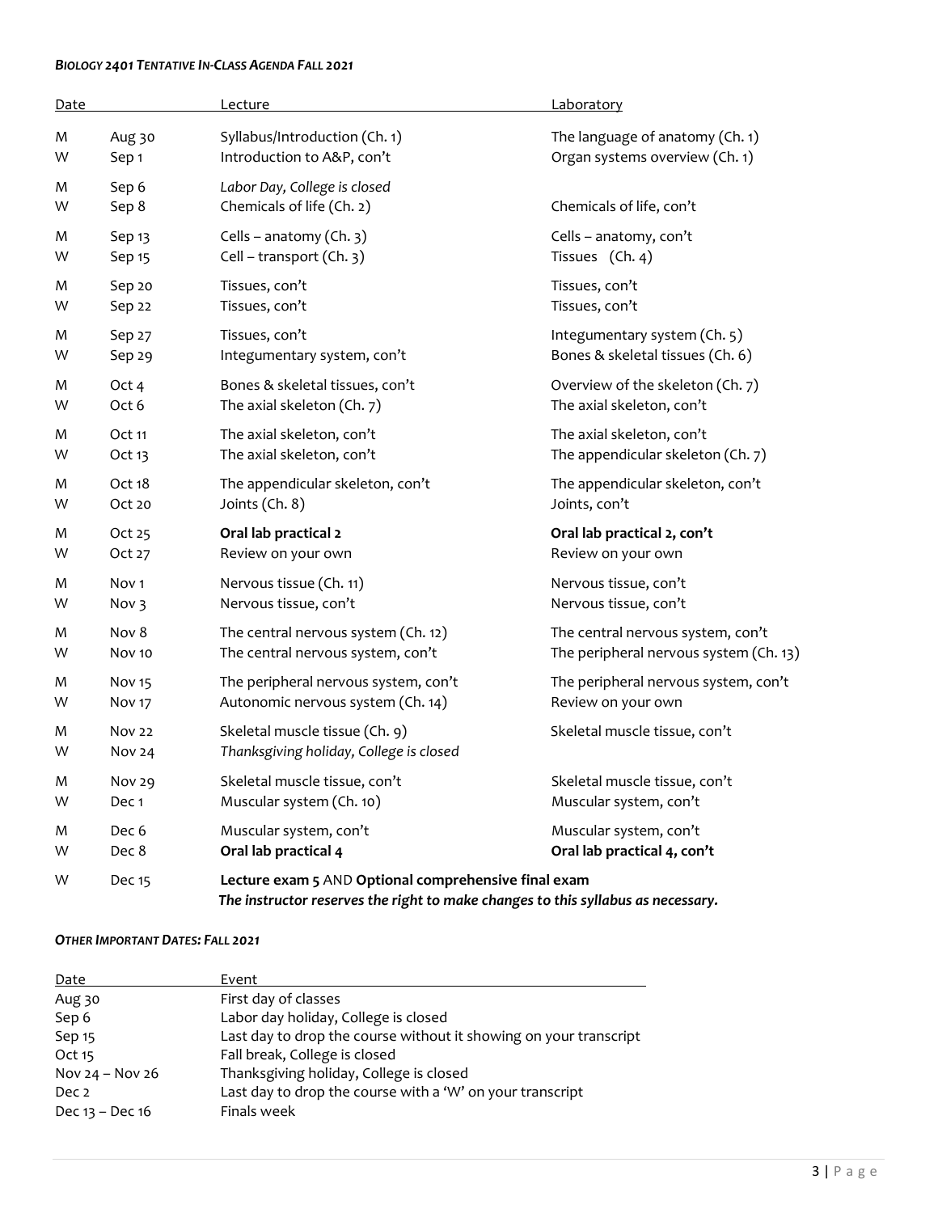***BIOLOGY 2401 TENTATIVE IN-CLASS AGENDA FALL 2021***

| Date | | Lecture | Laboratory |
|---|---|---|---|
| M | Aug 30 | Syllabus/Introduction (Ch. 1) | The language of anatomy (Ch. 1) |
| W | Sep 1 | Introduction to A&P, con't | Organ systems overview (Ch. 1) |
| M | Sep 6 | *Labor Day, College is closed* | |
| W | Sep 8 | Chemicals of life (Ch. 2) | Chemicals of life, con't |
| M | Sep 13 | Cells – anatomy (Ch. 3) | Cells – anatomy, con't |
| W | Sep 15 | Cell – transport (Ch. 3) | Tissues (Ch. 4) |
| M | Sep 20 | Tissues, con't | Tissues, con't |
| W | Sep 22 | Tissues, con't | Tissues, con't |
| M | Sep 27 | Tissues, con't | Integumentary system (Ch. 5) |
| W | Sep 29 | Integumentary system, con't | Bones & skeletal tissues (Ch. 6) |
| M | Oct 4 | Bones & skeletal tissues, con't | Overview of the skeleton (Ch. 7) |
| W | Oct 6 | The axial skeleton (Ch. 7) | The axial skeleton, con't |
| M | Oct 11 | The axial skeleton, con't | The axial skeleton, con't |
| W | Oct 13 | The axial skeleton, con't | The appendicular skeleton (Ch. 7) |
| M | Oct 18 | The appendicular skeleton, con't | The appendicular skeleton, con't |
| W | Oct 20 | Joints (Ch. 8) | Joints, con't |
| M | Oct 25 | **Oral lab practical 2** | **Oral lab practical 2, con't** |
| W | Oct 27 | Review on your own | Review on your own |
| M | Nov 1 | Nervous tissue (Ch. 11) | Nervous tissue, con't |
| W | Nov 3 | Nervous tissue, con't | Nervous tissue, con't |
| M | Nov 8 | The central nervous system (Ch. 12) | The central nervous system, con't |
| W | Nov 10 | The central nervous system, con't | The peripheral nervous system (Ch. 13) |
| M | Nov 15 | The peripheral nervous system, con't | The peripheral nervous system, con't |
| W | Nov 17 | Autonomic nervous system (Ch. 14) | Review on your own |
| M | Nov 22 | Skeletal muscle tissue (Ch. 9) | Skeletal muscle tissue, con't |
| W | Nov 24 | *Thanksgiving holiday, College is closed* | |
| M | Nov 29 | Skeletal muscle tissue, con't | Skeletal muscle tissue, con't |
| W | Dec 1 | Muscular system (Ch. 10) | Muscular system, con't |
| M | Dec 6 | Muscular system, con't | Muscular system, con't |
| W | Dec 8 | **Oral lab practical 4** | **Oral lab practical 4, con't** |
| W | Dec 15 | **Lecture exam 5** AND **Optional comprehensive final exam** | |

***The instructor reserves the right to make changes to this syllabus as necessary.***

***OTHER IMPORTANT DATES: FALL 2021***

| Date | Event |
|---|---|
| Aug 30 | First day of classes |
| Sep 6 | Labor day holiday, College is closed |
| Sep 15 | Last day to drop the course without it showing on your transcript |
| Oct 15 | Fall break, College is closed |
| Nov 24 – Nov 26 | Thanksgiving holiday, College is closed |
| Dec 2 | Last day to drop the course with a 'W' on your transcript |
| Dec 13 – Dec 16 | Finals week |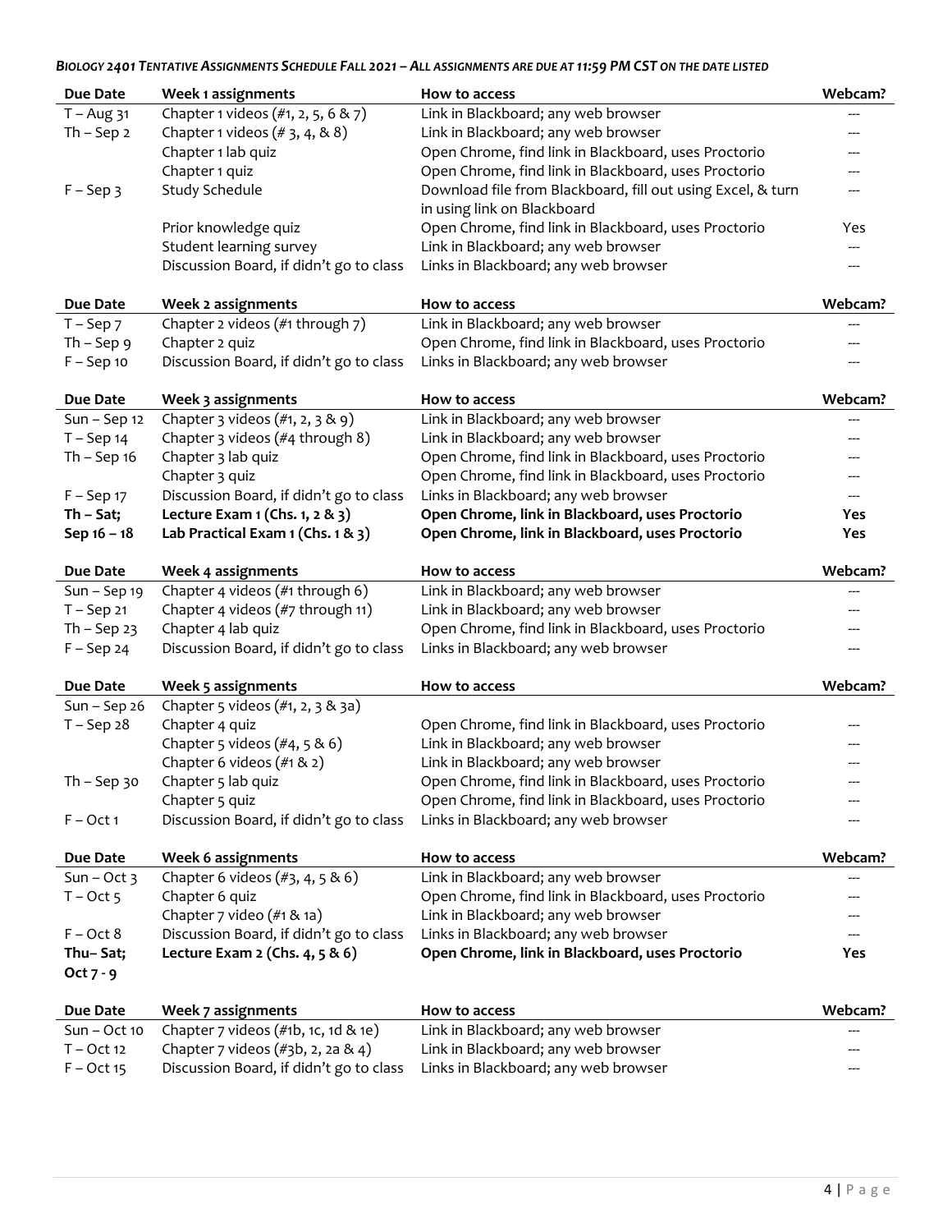*BIOLOGY 2401 TENTATIVE ASSIGNMENTS SCHEDULE FALL 2021 – ALL ASSIGNMENTS ARE DUE AT 11:59 PM CST ON THE DATE LISTED*

| Due Date | Week 1 assignments | How to access | Webcam? |
|---|---|---|---|
| T – Aug 31 | Chapter 1 videos (#1, 2, 5, 6 & 7) | Link in Blackboard; any web browser | --- |
| Th – Sep 2 | Chapter 1 videos (# 3, 4, & 8) | Link in Blackboard; any web browser | --- |
| | Chapter 1 lab quiz | Open Chrome, find link in Blackboard, uses Proctorio | --- |
| | Chapter 1 quiz | Open Chrome, find link in Blackboard, uses Proctorio | --- |
| F – Sep 3 | Study Schedule | Download file from Blackboard, fill out using Excel, & turn in using link on Blackboard | --- |
| | Prior knowledge quiz | Open Chrome, find link in Blackboard, uses Proctorio | Yes |
| | Student learning survey | Link in Blackboard; any web browser | --- |
| | Discussion Board, if didn't go to class | Links in Blackboard; any web browser | --- |

| Due Date | Week 2 assignments | How to access | Webcam? |
|---|---|---|---|
| T – Sep 7 | Chapter 2 videos (#1 through 7) | Link in Blackboard; any web browser | --- |
| Th – Sep 9 | Chapter 2 quiz | Open Chrome, find link in Blackboard, uses Proctorio | --- |
| F – Sep 10 | Discussion Board, if didn't go to class | Links in Blackboard; any web browser | --- |

| Due Date | Week 3 assignments | How to access | Webcam? |
|---|---|---|---|
| Sun – Sep 12 | Chapter 3 videos (#1, 2, 3 & 9) | Link in Blackboard; any web browser | --- |
| T – Sep 14 | Chapter 3 videos (#4 through 8) | Link in Blackboard; any web browser | --- |
| Th – Sep 16 | Chapter 3 lab quiz | Open Chrome, find link in Blackboard, uses Proctorio | --- |
| | Chapter 3 quiz | Open Chrome, find link in Blackboard, uses Proctorio | --- |
| F – Sep 17 | Discussion Board, if didn't go to class | Links in Blackboard; any web browser | --- |
| **Th – Sat; Sep 16 – 18** | **Lecture Exam 1 (Chs. 1, 2 & 3)** | **Open Chrome, link in Blackboard, uses Proctorio** | **Yes** |
| | **Lab Practical Exam 1 (Chs. 1 & 3)** | **Open Chrome, link in Blackboard, uses Proctorio** | **Yes** |

| Due Date | Week 4 assignments | How to access | Webcam? |
|---|---|---|---|
| Sun – Sep 19 | Chapter 4 videos (#1 through 6) | Link in Blackboard; any web browser | --- |
| T – Sep 21 | Chapter 4 videos (#7 through 11) | Link in Blackboard; any web browser | --- |
| Th – Sep 23 | Chapter 4 lab quiz | Open Chrome, find link in Blackboard, uses Proctorio | --- |
| F – Sep 24 | Discussion Board, if didn't go to class | Links in Blackboard; any web browser | --- |

| Due Date | Week 5 assignments | How to access | Webcam? |
|---|---|---|---|
| Sun – Sep 26 | Chapter 5 videos (#1, 2, 3 & 3a) | | |
| T – Sep 28 | Chapter 4 quiz | Open Chrome, find link in Blackboard, uses Proctorio | --- |
| | Chapter 5 videos (#4, 5 & 6) | Link in Blackboard; any web browser | --- |
| | Chapter 6 videos (#1 & 2) | Link in Blackboard; any web browser | --- |
| Th – Sep 30 | Chapter 5 lab quiz | Open Chrome, find link in Blackboard, uses Proctorio | --- |
| | Chapter 5 quiz | Open Chrome, find link in Blackboard, uses Proctorio | --- |
| F – Oct 1 | Discussion Board, if didn't go to class | Links in Blackboard; any web browser | --- |

| Due Date | Week 6 assignments | How to access | Webcam? |
|---|---|---|---|
| Sun – Oct 3 | Chapter 6 videos (#3, 4, 5 & 6) | Link in Blackboard; any web browser | --- |
| T – Oct 5 | Chapter 6 quiz | Open Chrome, find link in Blackboard, uses Proctorio | --- |
| | Chapter 7 video (#1 & 1a) | Link in Blackboard; any web browser | --- |
| F – Oct 8 | Discussion Board, if didn't go to class | Links in Blackboard; any web browser | --- |
| **Thu– Sat; Oct 7 - 9** | **Lecture Exam 2 (Chs. 4, 5 & 6)** | **Open Chrome, link in Blackboard, uses Proctorio** | **Yes** |

| Due Date | Week 7 assignments | How to access | Webcam? |
|---|---|---|---|
| Sun – Oct 10 | Chapter 7 videos (#1b, 1c, 1d & 1e) | Link in Blackboard; any web browser | --- |
| T – Oct 12 | Chapter 7 videos (#3b, 2, 2a & 4) | Link in Blackboard; any web browser | --- |
| F – Oct 15 | Discussion Board, if didn't go to class | Links in Blackboard; any web browser | --- |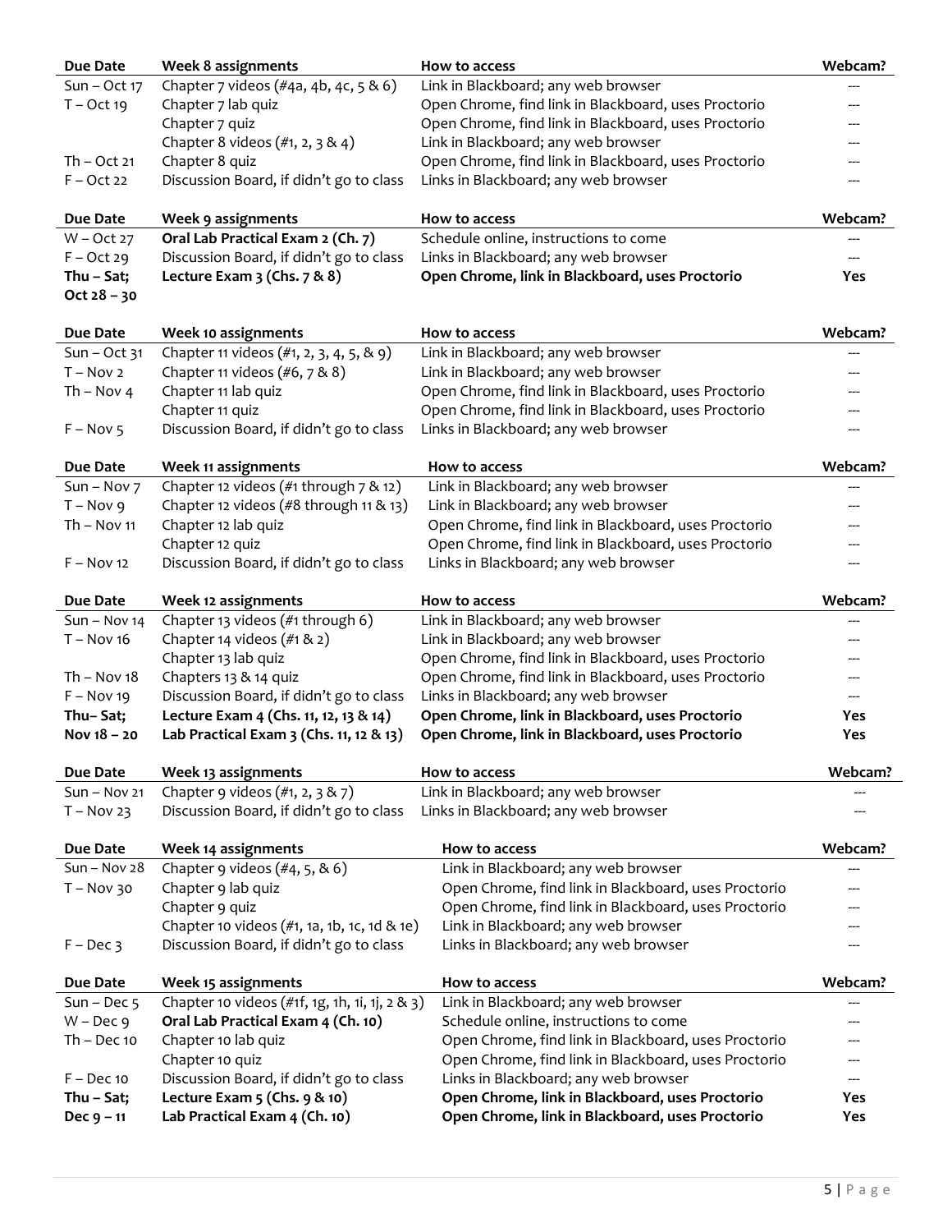| Due Date | Week 8 assignments | How to access | Webcam? |
|---|---|---|---|
| Sun – Oct 17 | Chapter 7 videos (#4a, 4b, 4c, 5 & 6) | Link in Blackboard; any web browser | --- |
| T – Oct 19 | Chapter 7 lab quiz | Open Chrome, find link in Blackboard, uses Proctorio | --- |
| | Chapter 7 quiz | Open Chrome, find link in Blackboard, uses Proctorio | --- |
| | Chapter 8 videos (#1, 2, 3 & 4) | Link in Blackboard; any web browser | --- |
| Th – Oct 21 | Chapter 8 quiz | Open Chrome, find link in Blackboard, uses Proctorio | --- |
| F – Oct 22 | Discussion Board, if didn't go to class | Links in Blackboard; any web browser | --- |

| Due Date | Week 9 assignments | How to access | Webcam? |
|---|---|---|---|
| W – Oct 27 | **Oral Lab Practical Exam 2 (Ch. 7)** | Schedule online, instructions to come | --- |
| F – Oct 29 | Discussion Board, if didn't go to class | Links in Blackboard; any web browser | --- |
| **Thu – Sat; Oct 28 – 30** | **Lecture Exam 3 (Chs. 7 & 8)** | **Open Chrome, link in Blackboard, uses Proctorio** | **Yes** |

| Due Date | Week 10 assignments | How to access | Webcam? |
|---|---|---|---|
| Sun – Oct 31 | Chapter 11 videos (#1, 2, 3, 4, 5, & 9) | Link in Blackboard; any web browser | --- |
| T – Nov 2 | Chapter 11 videos (#6, 7 & 8) | Link in Blackboard; any web browser | --- |
| Th – Nov 4 | Chapter 11 lab quiz | Open Chrome, find link in Blackboard, uses Proctorio | --- |
| | Chapter 11 quiz | Open Chrome, find link in Blackboard, uses Proctorio | --- |
| F – Nov 5 | Discussion Board, if didn't go to class | Links in Blackboard; any web browser | --- |

| Due Date | Week 11 assignments | How to access | Webcam? |
|---|---|---|---|
| Sun – Nov 7 | Chapter 12 videos (#1 through 7 & 12) | Link in Blackboard; any web browser | --- |
| T – Nov 9 | Chapter 12 videos (#8 through 11 & 13) | Link in Blackboard; any web browser | --- |
| Th – Nov 11 | Chapter 12 lab quiz | Open Chrome, find link in Blackboard, uses Proctorio | --- |
| | Chapter 12 quiz | Open Chrome, find link in Blackboard, uses Proctorio | --- |
| F – Nov 12 | Discussion Board, if didn't go to class | Links in Blackboard; any web browser | --- |

| Due Date | Week 12 assignments | How to access | Webcam? |
|---|---|---|---|
| Sun – Nov 14 | Chapter 13 videos (#1 through 6) | Link in Blackboard; any web browser | --- |
| T – Nov 16 | Chapter 14 videos (#1 & 2) | Link in Blackboard; any web browser | --- |
| | Chapter 13 lab quiz | Open Chrome, find link in Blackboard, uses Proctorio | --- |
| Th – Nov 18 | Chapters 13 & 14 quiz | Open Chrome, find link in Blackboard, uses Proctorio | --- |
| F – Nov 19 | Discussion Board, if didn't go to class | Links in Blackboard; any web browser | --- |
| **Thu– Sat;** | **Lecture Exam 4 (Chs. 11, 12, 13 & 14)** | **Open Chrome, link in Blackboard, uses Proctorio** | **Yes** |
| **Nov 18 – 20** | **Lab Practical Exam 3 (Chs. 11, 12 & 13)** | **Open Chrome, link in Blackboard, uses Proctorio** | **Yes** |

| Due Date | Week 13 assignments | How to access | Webcam? |
|---|---|---|---|
| Sun – Nov 21 | Chapter 9 videos (#1, 2, 3 & 7) | Link in Blackboard; any web browser | --- |
| T – Nov 23 | Discussion Board, if didn't go to class | Links in Blackboard; any web browser | --- |

| Due Date | Week 14 assignments | How to access | Webcam? |
|---|---|---|---|
| Sun – Nov 28 | Chapter 9 videos (#4, 5, & 6) | Link in Blackboard; any web browser | --- |
| T – Nov 30 | Chapter 9 lab quiz | Open Chrome, find link in Blackboard, uses Proctorio | --- |
| | Chapter 9 quiz | Open Chrome, find link in Blackboard, uses Proctorio | --- |
| | Chapter 10 videos (#1, 1a, 1b, 1c, 1d & 1e) | Link in Blackboard; any web browser | --- |
| F – Dec 3 | Discussion Board, if didn't go to class | Links in Blackboard; any web browser | --- |

| Due Date | Week 15 assignments | How to access | Webcam? |
|---|---|---|---|
| Sun – Dec 5 | Chapter 10 videos (#1f, 1g, 1h, 1i, 1j, 2 & 3) | Link in Blackboard; any web browser | --- |
| W – Dec 9 | **Oral Lab Practical Exam 4 (Ch. 10)** | Schedule online, instructions to come | --- |
| Th – Dec 10 | Chapter 10 lab quiz | Open Chrome, find link in Blackboard, uses Proctorio | --- |
| | Chapter 10 quiz | Open Chrome, find link in Blackboard, uses Proctorio | --- |
| F – Dec 10 | Discussion Board, if didn't go to class | Links in Blackboard; any web browser | --- |
| **Thu – Sat;** | **Lecture Exam 5 (Chs. 9 & 10)** | **Open Chrome, link in Blackboard, uses Proctorio** | **Yes** |
| **Dec 9 – 11** | **Lab Practical Exam 4 (Ch. 10)** | **Open Chrome, link in Blackboard, uses Proctorio** | **Yes** |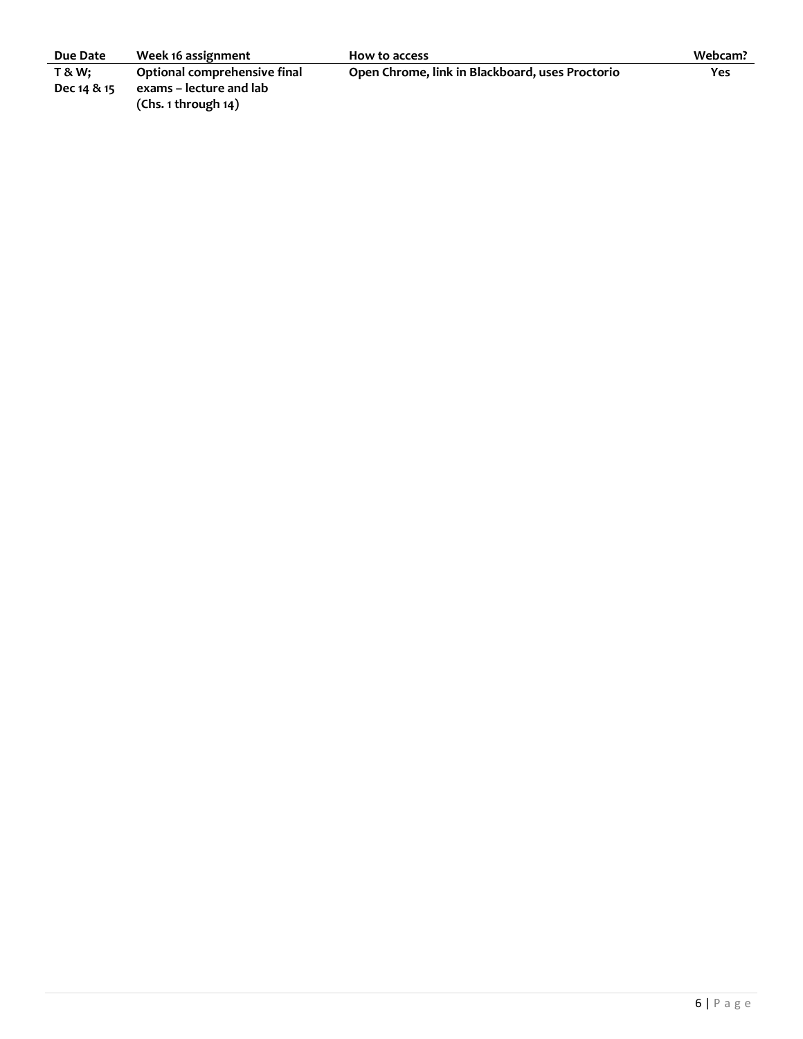| Due Date | Week 16 assignment | How to access | Webcam? |
|---|---|---|---|
| **T & W; Dec 14 & 15** | **Optional comprehensive final exams – lecture and lab (Chs. 1 through 14)** | **Open Chrome, link in Blackboard, uses Proctorio** | **Yes** |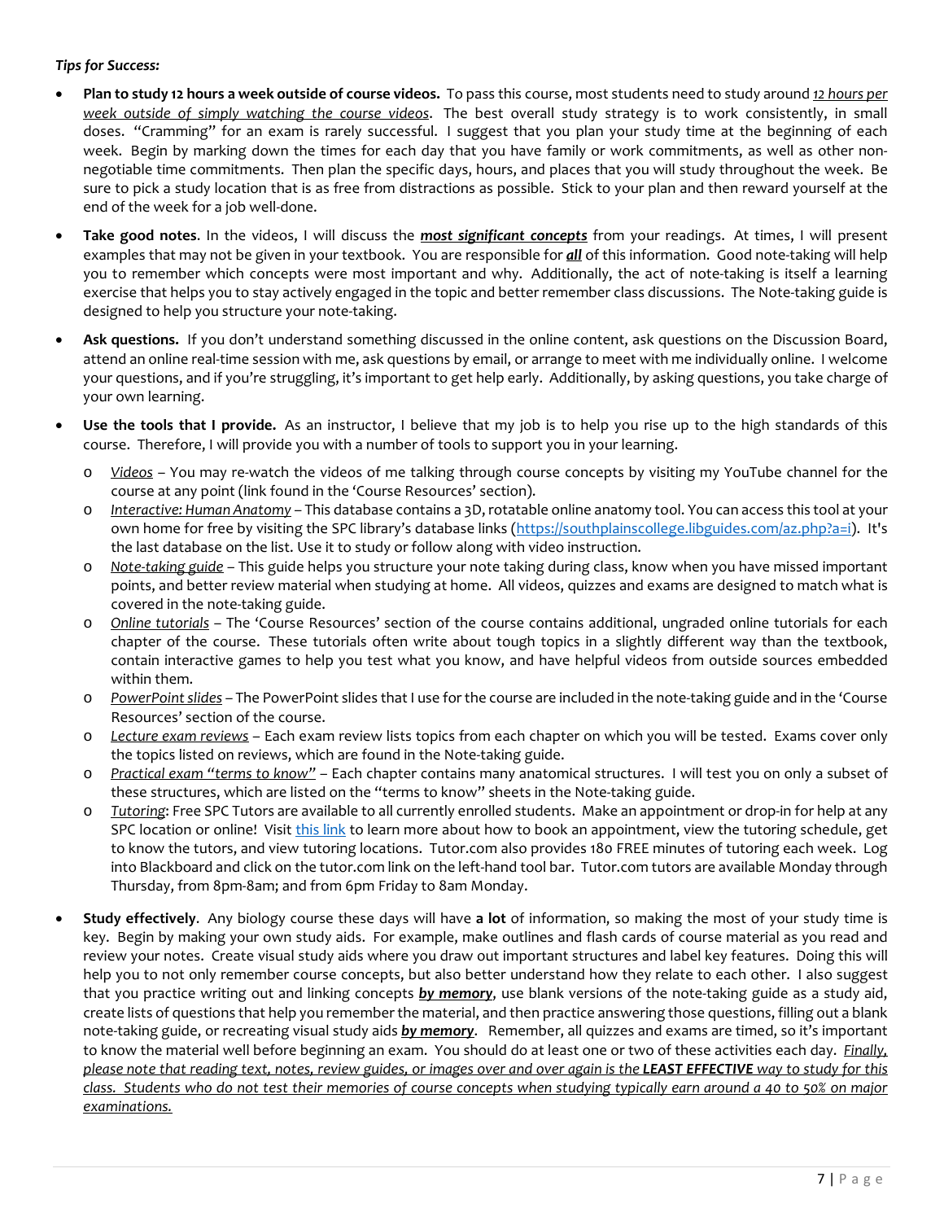***Tips for Success:***

- **Plan to study 12 hours a week outside of course videos.** To pass this course, most students need to study around *12 hours per week outside of simply watching the course videos*. The best overall study strategy is to work consistently, in small doses. "Cramming" for an exam is rarely successful. I suggest that you plan your study time at the beginning of each week. Begin by marking down the times for each day that you have family or work commitments, as well as other non-negotiable time commitments. Then plan the specific days, hours, and places that you will study throughout the week. Be sure to pick a study location that is as free from distractions as possible. Stick to your plan and then reward yourself at the end of the week for a job well-done.

- **Take good notes**. In the videos, I will discuss the ***most significant concepts*** from your readings. At times, I will present examples that may not be given in your textbook. You are responsible for ***all*** of this information. Good note-taking will help you to remember which concepts were most important and why. Additionally, the act of note-taking is itself a learning exercise that helps you to stay actively engaged in the topic and better remember class discussions. The Note-taking guide is designed to help you structure your note-taking.

- **Ask questions.** If you don't understand something discussed in the online content, ask questions on the Discussion Board, attend an online real-time session with me, ask questions by email, or arrange to meet with me individually online. I welcome your questions, and if you're struggling, it's important to get help early. Additionally, by asking questions, you take charge of your own learning.

- **Use the tools that I provide.** As an instructor, I believe that my job is to help you rise up to the high standards of this course. Therefore, I will provide you with a number of tools to support you in your learning.
  - *Videos* – You may re-watch the videos of me talking through course concepts by visiting my YouTube channel for the course at any point (link found in the 'Course Resources' section).
  - *Interactive: Human Anatomy* – This database contains a 3D, rotatable online anatomy tool. You can access this tool at your own home for free by visiting the SPC library's database links (https://southplainscollege.libguides.com/az.php?a=i). It's the last database on the list. Use it to study or follow along with video instruction.
  - *Note-taking guide* – This guide helps you structure your note taking during class, know when you have missed important points, and better review material when studying at home. All videos, quizzes and exams are designed to match what is covered in the note-taking guide.
  - *Online tutorials* – The 'Course Resources' section of the course contains additional, ungraded online tutorials for each chapter of the course. These tutorials often write about tough topics in a slightly different way than the textbook, contain interactive games to help you test what you know, and have helpful videos from outside sources embedded within them.
  - *PowerPoint slides* – The PowerPoint slides that I use for the course are included in the note-taking guide and in the 'Course Resources' section of the course.
  - *Lecture exam reviews* – Each exam review lists topics from each chapter on which you will be tested. Exams cover only the topics listed on reviews, which are found in the Note-taking guide.
  - *Practical exam "terms to know"* – Each chapter contains many anatomical structures. I will test you on only a subset of these structures, which are listed on the "terms to know" sheets in the Note-taking guide.
  - *Tutoring*: Free SPC Tutors are available to all currently enrolled students. Make an appointment or drop-in for help at any SPC location or online! Visit this link to learn more about how to book an appointment, view the tutoring schedule, get to know the tutors, and view tutoring locations. Tutor.com also provides 180 FREE minutes of tutoring each week. Log into Blackboard and click on the tutor.com link on the left-hand tool bar. Tutor.com tutors are available Monday through Thursday, from 8pm-8am; and from 6pm Friday to 8am Monday.

- **Study effectively**. Any biology course these days will have **a lot** of information, so making the most of your study time is key. Begin by making your own study aids. For example, make outlines and flash cards of course material as you read and review your notes. Create visual study aids where you draw out important structures and label key features. Doing this will help you to not only remember course concepts, but also better understand how they relate to each other. I also suggest that you practice writing out and linking concepts ***by memory***, use blank versions of the note-taking guide as a study aid, create lists of questions that help you remember the material, and then practice answering those questions, filling out a blank note-taking guide, or recreating visual study aids ***by memory***. Remember, all quizzes and exams are timed, so it's important to know the material well before beginning an exam. You should do at least one or two of these activities each day. *Finally, please note that reading text, notes, review guides, or images over and over again is the **LEAST EFFECTIVE** way to study for this class. Students who do not test their memories of course concepts when studying typically earn around a 40 to 50% on major examinations.*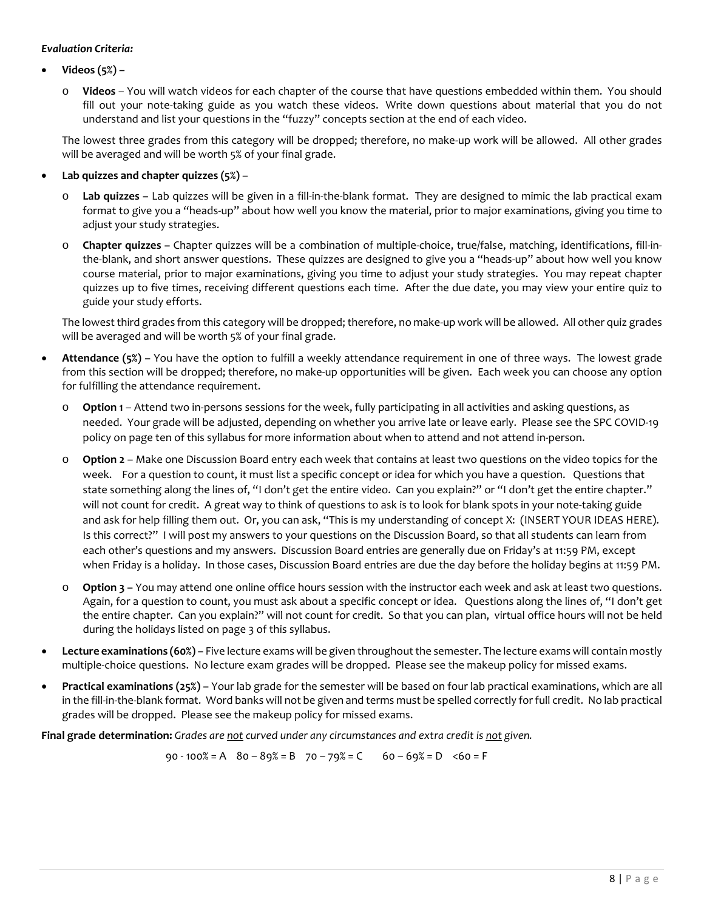***Evaluation Criteria:***

- **Videos (5%)** –
  - **Videos** – You will watch videos for each chapter of the course that have questions embedded within them. You should fill out your note-taking guide as you watch these videos. Write down questions about material that you do not understand and list your questions in the "fuzzy" concepts section at the end of each video.

  The lowest three grades from this category will be dropped; therefore, no make-up work will be allowed. All other grades will be averaged and will be worth 5% of your final grade.

- **Lab quizzes and chapter quizzes (5%)** –
  - **Lab quizzes –** Lab quizzes will be given in a fill-in-the-blank format. They are designed to mimic the lab practical exam format to give you a "heads-up" about how well you know the material, prior to major examinations, giving you time to adjust your study strategies.
  - **Chapter quizzes –** Chapter quizzes will be a combination of multiple-choice, true/false, matching, identifications, fill-in-the-blank, and short answer questions. These quizzes are designed to give you a "heads-up" about how well you know course material, prior to major examinations, giving you time to adjust your study strategies. You may repeat chapter quizzes up to five times, receiving different questions each time. After the due date, you may view your entire quiz to guide your study efforts.

  The lowest third grades from this category will be dropped; therefore, no make-up work will be allowed. All other quiz grades will be averaged and will be worth 5% of your final grade.

- **Attendance (5%) –** You have the option to fulfill a weekly attendance requirement in one of three ways. The lowest grade from this section will be dropped; therefore, no make-up opportunities will be given. Each week you can choose any option for fulfilling the attendance requirement.
  - **Option 1** – Attend two in-persons sessions for the week, fully participating in all activities and asking questions, as needed. Your grade will be adjusted, depending on whether you arrive late or leave early. Please see the SPC COVID-19 policy on page ten of this syllabus for more information about when to attend and not attend in-person.
  - **Option 2** – Make one Discussion Board entry each week that contains at least two questions on the video topics for the week. For a question to count, it must list a specific concept or idea for which you have a question. Questions that state something along the lines of, "I don't get the entire video. Can you explain?" or "I don't get the entire chapter." will not count for credit. A great way to think of questions to ask is to look for blank spots in your note-taking guide and ask for help filling them out. Or, you can ask, "This is my understanding of concept X: (INSERT YOUR IDEAS HERE). Is this correct?" I will post my answers to your questions on the Discussion Board, so that all students can learn from each other's questions and my answers. Discussion Board entries are generally due on Friday's at 11:59 PM, except when Friday is a holiday. In those cases, Discussion Board entries are due the day before the holiday begins at 11:59 PM.
  - **Option 3 –** You may attend one online office hours session with the instructor each week and ask at least two questions. Again, for a question to count, you must ask about a specific concept or idea. Questions along the lines of, "I don't get the entire chapter. Can you explain?" will not count for credit. So that you can plan, virtual office hours will not be held during the holidays listed on page 3 of this syllabus.

- **Lecture examinations (60%) –** Five lecture exams will be given throughout the semester. The lecture exams will contain mostly multiple-choice questions. No lecture exam grades will be dropped. Please see the makeup policy for missed exams.

- **Practical examinations (25%) –** Your lab grade for the semester will be based on four lab practical examinations, which are all in the fill-in-the-blank format. Word banks will not be given and terms must be spelled correctly for full credit. No lab practical grades will be dropped. Please see the makeup policy for missed exams.

**Final grade determination:** *Grades are <u>not</u> curved under any circumstances and extra credit is <u>not</u> given.*

90 - 100% = A   80 – 89% = B   70 – 79% = C   60 – 69% = D   <60 = F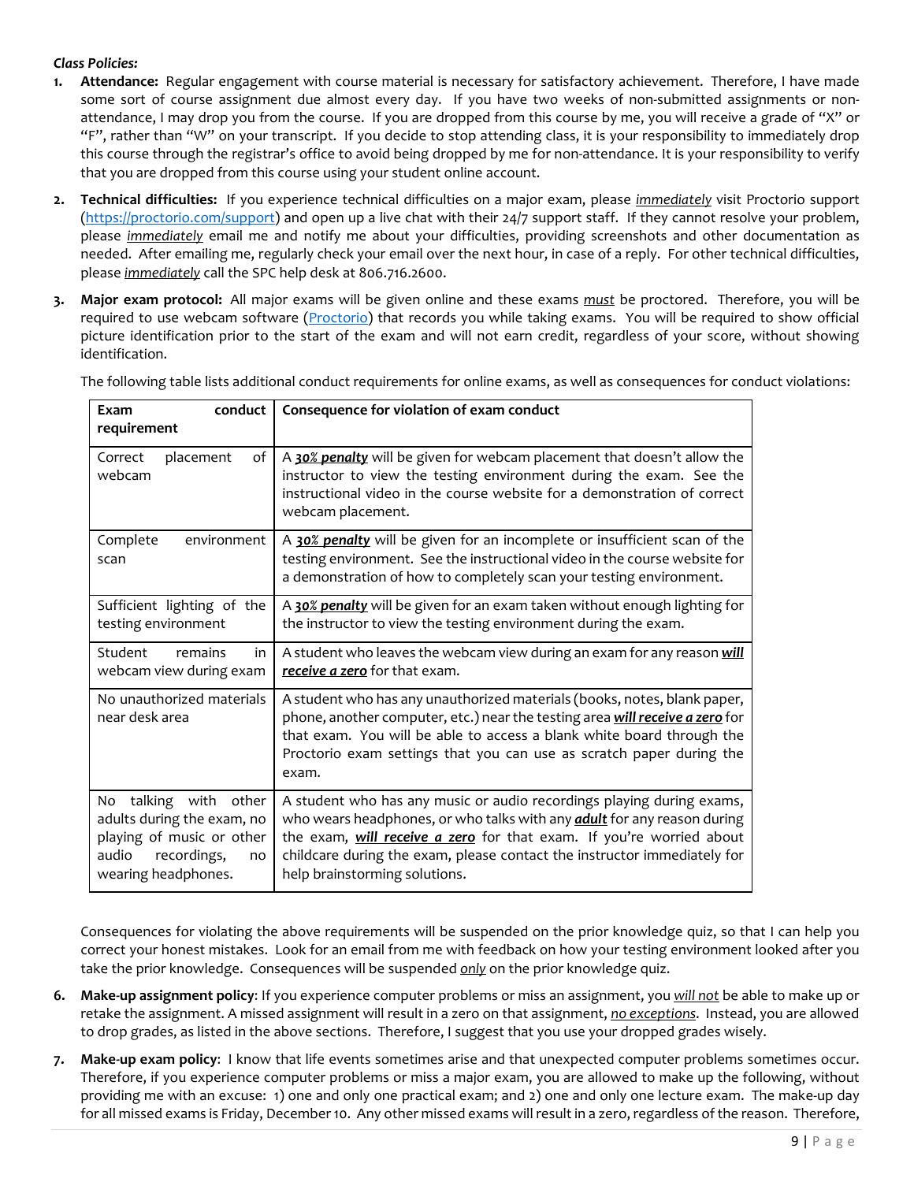***Class Policies:***

1. **Attendance:** Regular engagement with course material is necessary for satisfactory achievement. Therefore, I have made some sort of course assignment due almost every day. If you have two weeks of non-submitted assignments or non-attendance, I may drop you from the course. If you are dropped from this course by me, you will receive a grade of "X" or "F", rather than "W" on your transcript. If you decide to stop attending class, it is your responsibility to immediately drop this course through the registrar's office to avoid being dropped by me for non-attendance. It is your responsibility to verify that you are dropped from this course using your student online account.

2. **Technical difficulties:** If you experience technical difficulties on a major exam, please *immediately* visit Proctorio support ([https://proctorio.com/support](https://proctorio.com/support)) and open up a live chat with their 24/7 support staff. If they cannot resolve your problem, please *immediately* email me and notify me about your difficulties, providing screenshots and other documentation as needed. After emailing me, regularly check your email over the next hour, in case of a reply. For other technical difficulties, please *immediately* call the SPC help desk at 806.716.2600.

3. **Major exam protocol:** All major exams will be given online and these exams *must* be proctored. Therefore, you will be required to use webcam software (Proctorio) that records you while taking exams. You will be required to show official picture identification prior to the start of the exam and will not earn credit, regardless of your score, without showing identification.

   The following table lists additional conduct requirements for online exams, as well as consequences for conduct violations:

| Exam conduct requirement | Consequence for violation of exam conduct |
|---|---|
| Correct placement of webcam | A ***30% penalty*** will be given for webcam placement that doesn't allow the instructor to view the testing environment during the exam. See the instructional video in the course website for a demonstration of correct webcam placement. |
| Complete environment scan | A ***30% penalty*** will be given for an incomplete or insufficient scan of the testing environment. See the instructional video in the course website for a demonstration of how to completely scan your testing environment. |
| Sufficient lighting of the testing environment | A ***30% penalty*** will be given for an exam taken without enough lighting for the instructor to view the testing environment during the exam. |
| Student remains in webcam view during exam | A student who leaves the webcam view during an exam for any reason ***will receive a zero*** for that exam. |
| No unauthorized materials near desk area | A student who has any unauthorized materials (books, notes, blank paper, phone, another computer, etc.) near the testing area ***will receive a zero*** for that exam. You will be able to access a blank white board through the Proctorio exam settings that you can use as scratch paper during the exam. |
| No talking with other adults during the exam, no playing of music or other audio recordings, no wearing headphones. | A student who has any music or audio recordings playing during exams, who wears headphones, or who talks with any ***adult*** for any reason during the exam, ***will receive a zero*** for that exam. If you're worried about childcare during the exam, please contact the instructor immediately for help brainstorming solutions. |

   Consequences for violating the above requirements will be suspended on the prior knowledge quiz, so that I can help you correct your honest mistakes. Look for an email from me with feedback on how your testing environment looked after you take the prior knowledge. Consequences will be suspended *only* on the prior knowledge quiz.

6. **Make-up assignment policy**: If you experience computer problems or miss an assignment, you *will not* be able to make up or retake the assignment. A missed assignment will result in a zero on that assignment, *no exceptions*. Instead, you are allowed to drop grades, as listed in the above sections. Therefore, I suggest that you use your dropped grades wisely.

7. **Make-up exam policy**: I know that life events sometimes arise and that unexpected computer problems sometimes occur. Therefore, if you experience computer problems or miss a major exam, you are allowed to make up the following, without providing me with an excuse: 1) one and only one practical exam; and 2) one and only one lecture exam. The make-up day for all missed exams is Friday, December 10. Any other missed exams will result in a zero, regardless of the reason. Therefore,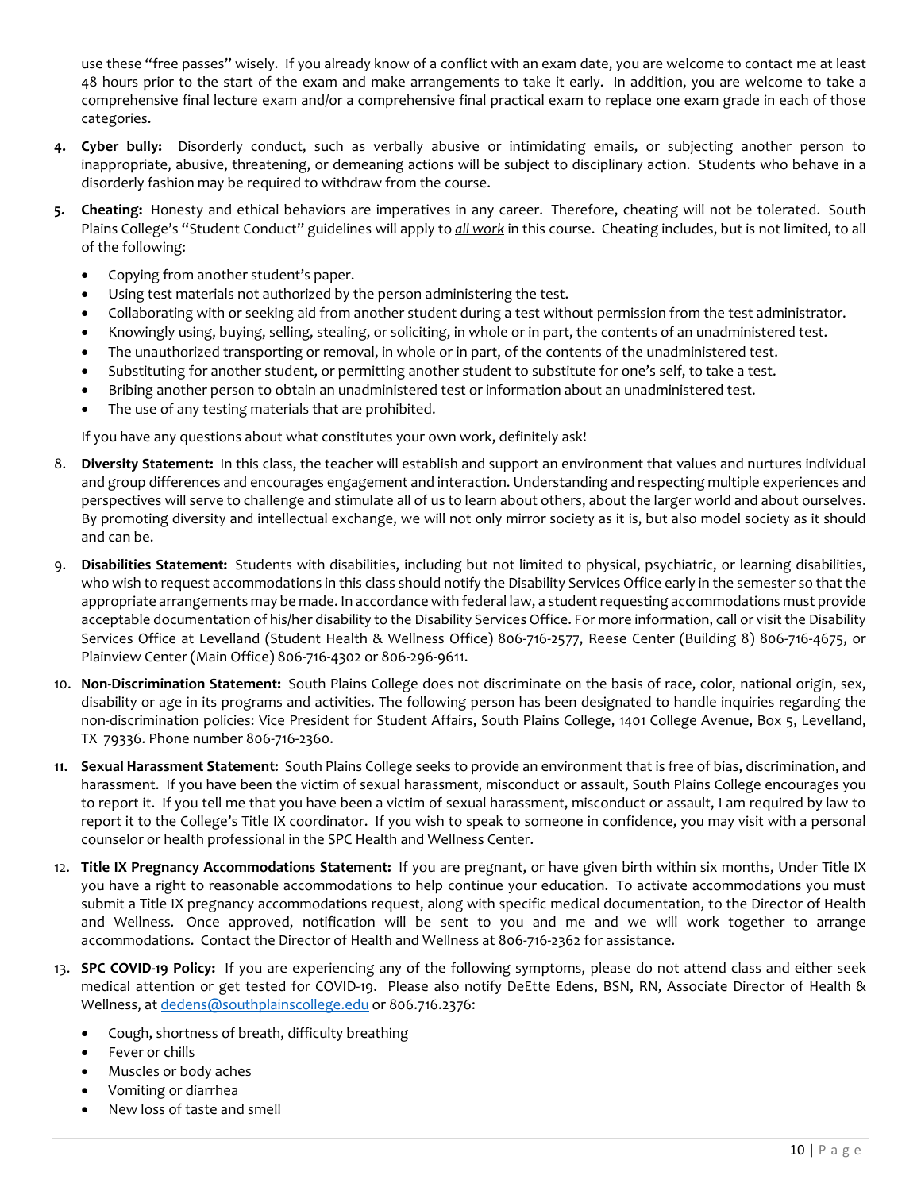use these "free passes" wisely. If you already know of a conflict with an exam date, you are welcome to contact me at least 48 hours prior to the start of the exam and make arrangements to take it early. In addition, you are welcome to take a comprehensive final lecture exam and/or a comprehensive final practical exam to replace one exam grade in each of those categories.

4. **Cyber bully:** Disorderly conduct, such as verbally abusive or intimidating emails, or subjecting another person to inappropriate, abusive, threatening, or demeaning actions will be subject to disciplinary action. Students who behave in a disorderly fashion may be required to withdraw from the course.

5. **Cheating:** Honesty and ethical behaviors are imperatives in any career. Therefore, cheating will not be tolerated. South Plains College's "Student Conduct" guidelines will apply to ***all work*** in this course. Cheating includes, but is not limited, to all of the following:

   - Copying from another student's paper.
   - Using test materials not authorized by the person administering the test.
   - Collaborating with or seeking aid from another student during a test without permission from the test administrator.
   - Knowingly using, buying, selling, stealing, or soliciting, in whole or in part, the contents of an unadministered test.
   - The unauthorized transporting or removal, in whole or in part, of the contents of the unadministered test.
   - Substituting for another student, or permitting another student to substitute for one's self, to take a test.
   - Bribing another person to obtain an unadministered test or information about an unadministered test.
   - The use of any testing materials that are prohibited.

   If you have any questions about what constitutes your own work, definitely ask!

8. **Diversity Statement:** In this class, the teacher will establish and support an environment that values and nurtures individual and group differences and encourages engagement and interaction. Understanding and respecting multiple experiences and perspectives will serve to challenge and stimulate all of us to learn about others, about the larger world and about ourselves. By promoting diversity and intellectual exchange, we will not only mirror society as it is, but also model society as it should and can be.

9. **Disabilities Statement:** Students with disabilities, including but not limited to physical, psychiatric, or learning disabilities, who wish to request accommodations in this class should notify the Disability Services Office early in the semester so that the appropriate arrangements may be made. In accordance with federal law, a student requesting accommodations must provide acceptable documentation of his/her disability to the Disability Services Office. For more information, call or visit the Disability Services Office at Levelland (Student Health & Wellness Office) 806-716-2577, Reese Center (Building 8) 806-716-4675, or Plainview Center (Main Office) 806-716-4302 or 806-296-9611.

10. **Non-Discrimination Statement:** South Plains College does not discriminate on the basis of race, color, national origin, sex, disability or age in its programs and activities. The following person has been designated to handle inquiries regarding the non-discrimination policies: Vice President for Student Affairs, South Plains College, 1401 College Avenue, Box 5, Levelland, TX 79336. Phone number 806-716-2360.

11. **Sexual Harassment Statement:** South Plains College seeks to provide an environment that is free of bias, discrimination, and harassment. If you have been the victim of sexual harassment, misconduct or assault, South Plains College encourages you to report it. If you tell me that you have been a victim of sexual harassment, misconduct or assault, I am required by law to report it to the College's Title IX coordinator. If you wish to speak to someone in confidence, you may visit with a personal counselor or health professional in the SPC Health and Wellness Center.

12. **Title IX Pregnancy Accommodations Statement:** If you are pregnant, or have given birth within six months, Under Title IX you have a right to reasonable accommodations to help continue your education. To activate accommodations you must submit a Title IX pregnancy accommodations request, along with specific medical documentation, to the Director of Health and Wellness. Once approved, notification will be sent to you and me and we will work together to arrange accommodations. Contact the Director of Health and Wellness at 806-716-2362 for assistance.

13. **SPC COVID-19 Policy:** If you are experiencing any of the following symptoms, please do not attend class and either seek medical attention or get tested for COVID-19. Please also notify DeEtte Edens, BSN, RN, Associate Director of Health & Wellness, at dedens@southplainscollege.edu or 806.716.2376:

    - Cough, shortness of breath, difficulty breathing
    - Fever or chills
    - Muscles or body aches
    - Vomiting or diarrhea
    - New loss of taste and smell